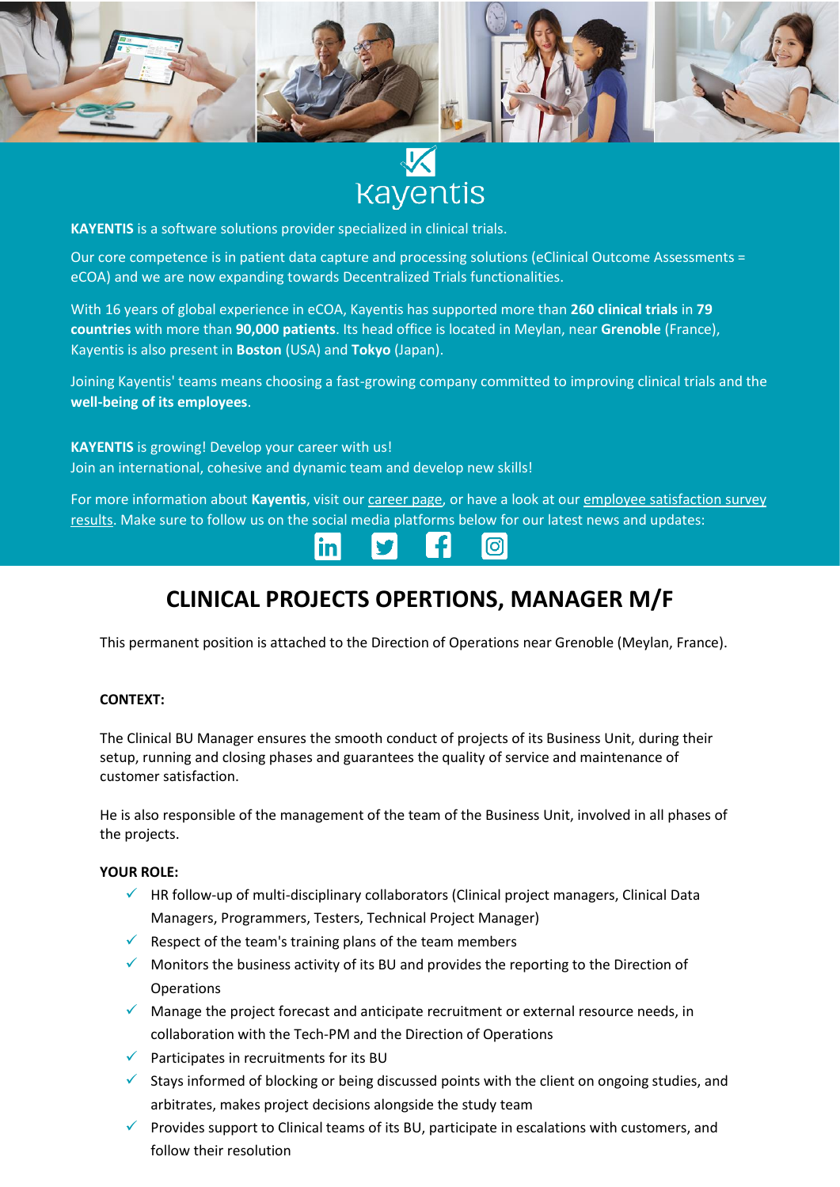Kayentis

**KAYENTIS** is a software solutions provider specialized in clinical trials.

Our core competence is in patient data capture and processing solutions (eClinical Outcome Assessments = eCOA) and we are now expanding towards Decentralized Trials functionalities.

With 16 years of global experience in eCOA, Kayentis has supported more than **260 clinical trials** in **79 countries** with more than **90,000 patients**. Its head office is located in Meylan, near **Grenoble** (France), Kayentis is also present in **Boston** (USA) and **Tokyo** (Japan).

Joining Kayentis' teams means choosing a fast-growing company committed to improving clinical trials and the **well-being of its employees**.

**KAYENTIS** is growing! Develop your career with us!
Join an international, cohesive and dynamic team and develop new skills!

For more information about **Kayentis**, visit our career page, or have a look at our employee satisfaction survey results. Make sure to follow us on the social media platforms below for our latest news and updates:

# CLINICAL PROJECTS OPERTIONS, MANAGER M/F

This permanent position is attached to the Direction of Operations near Grenoble (Meylan, France).

**CONTEXT:**

The Clinical BU Manager ensures the smooth conduct of projects of its Business Unit, during their setup, running and closing phases and guarantees the quality of service and maintenance of customer satisfaction.

He is also responsible of the management of the team of the Business Unit, involved in all phases of the projects.

**YOUR ROLE:**

- ✓ HR follow-up of multi-disciplinary collaborators (Clinical project managers, Clinical Data Managers, Programmers, Testers, Technical Project Manager)
- ✓ Respect of the team's training plans of the team members
- ✓ Monitors the business activity of its BU and provides the reporting to the Direction of Operations
- ✓ Manage the project forecast and anticipate recruitment or external resource needs, in collaboration with the Tech-PM and the Direction of Operations
- ✓ Participates in recruitments for its BU
- ✓ Stays informed of blocking or being discussed points with the client on ongoing studies, and arbitrates, makes project decisions alongside the study team
- ✓ Provides support to Clinical teams of its BU, participate in escalations with customers, and follow their resolution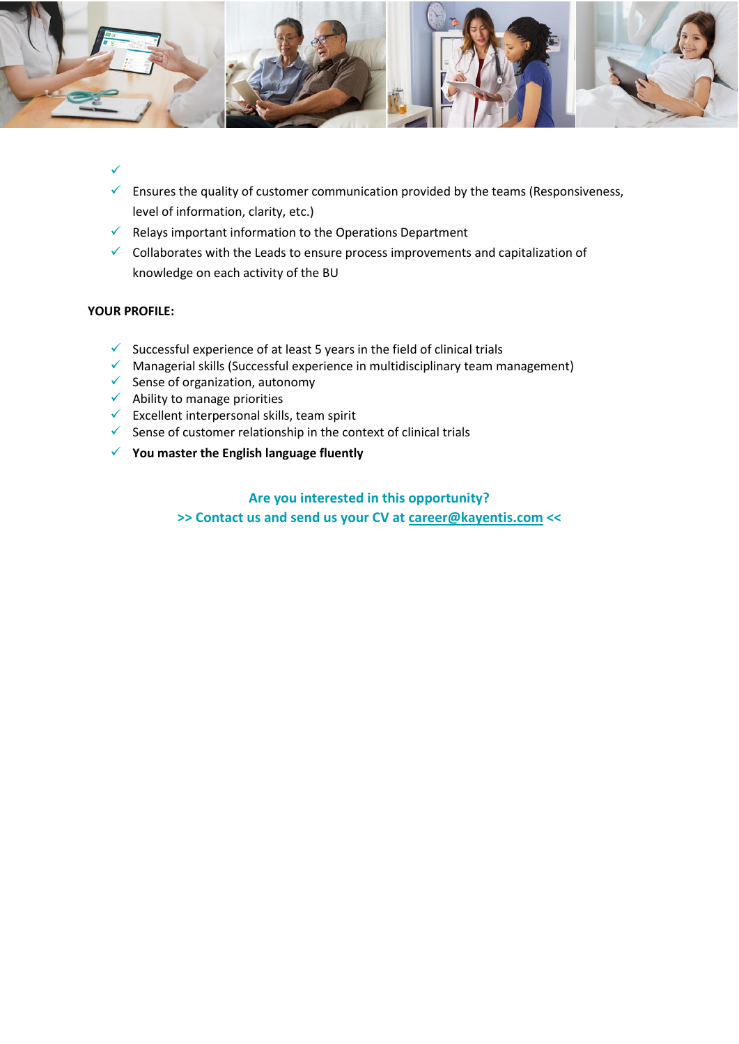- Ensures the quality of customer communication provided by the teams (Responsiveness, level of information, clarity, etc.)
- Relays important information to the Operations Department
- Collaborates with the Leads to ensure process improvements and capitalization of knowledge on each activity of the BU

**YOUR PROFILE:**

- Successful experience of at least 5 years in the field of clinical trials
- Managerial skills (Successful experience in multidisciplinary team management)
- Sense of organization, autonomy
- Ability to manage priorities
- Excellent interpersonal skills, team spirit
- Sense of customer relationship in the context of clinical trials
- **You master the English language fluently**

**Are you interested in this opportunity?**
**>> Contact us and send us your CV at [career@kayentis.com](mailto:career@kayentis.com) <<**